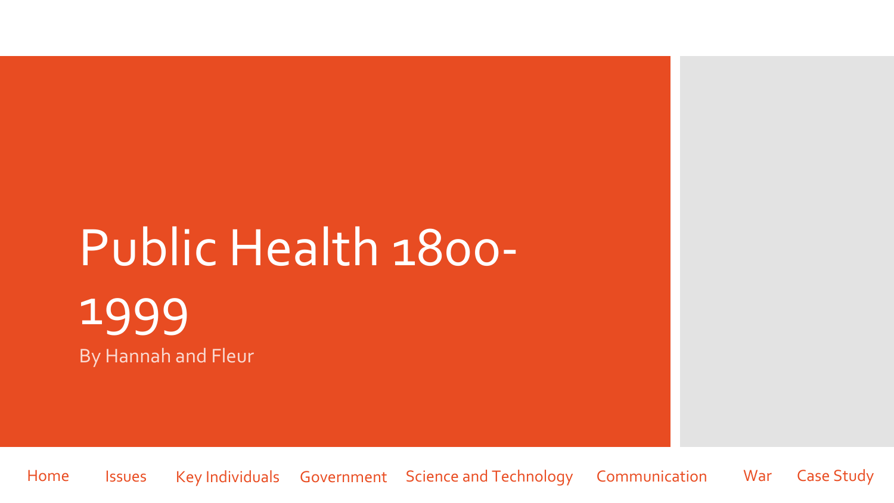# Public Health 1800-1999

By Hannah and Fleur

Home | Issues | Key Individuals | Government | Science and Technology | Communication | War | Case Study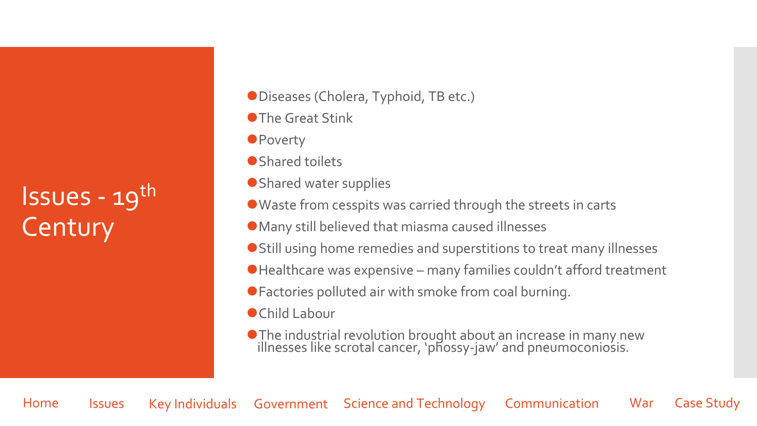# Issues - 19th Century

- Diseases (Cholera, Typhoid, TB etc.)
- The Great Stink
- Poverty
- Shared toilets
- Shared water supplies
- Waste from cesspits was carried through the streets in carts
- Many still believed that miasma caused illnesses
- Still using home remedies and superstitions to treat many illnesses
- Healthcare was expensive – many families couldn't afford treatment
- Factories polluted air with smoke from coal burning.
- Child Labour
- The industrial revolution brought about an increase in many new illnesses like scrotal cancer, 'phossy-jaw' and pneumoconiosis.

Home | Issues | Key Individuals | Government | Science and Technology | Communication | War | Case Study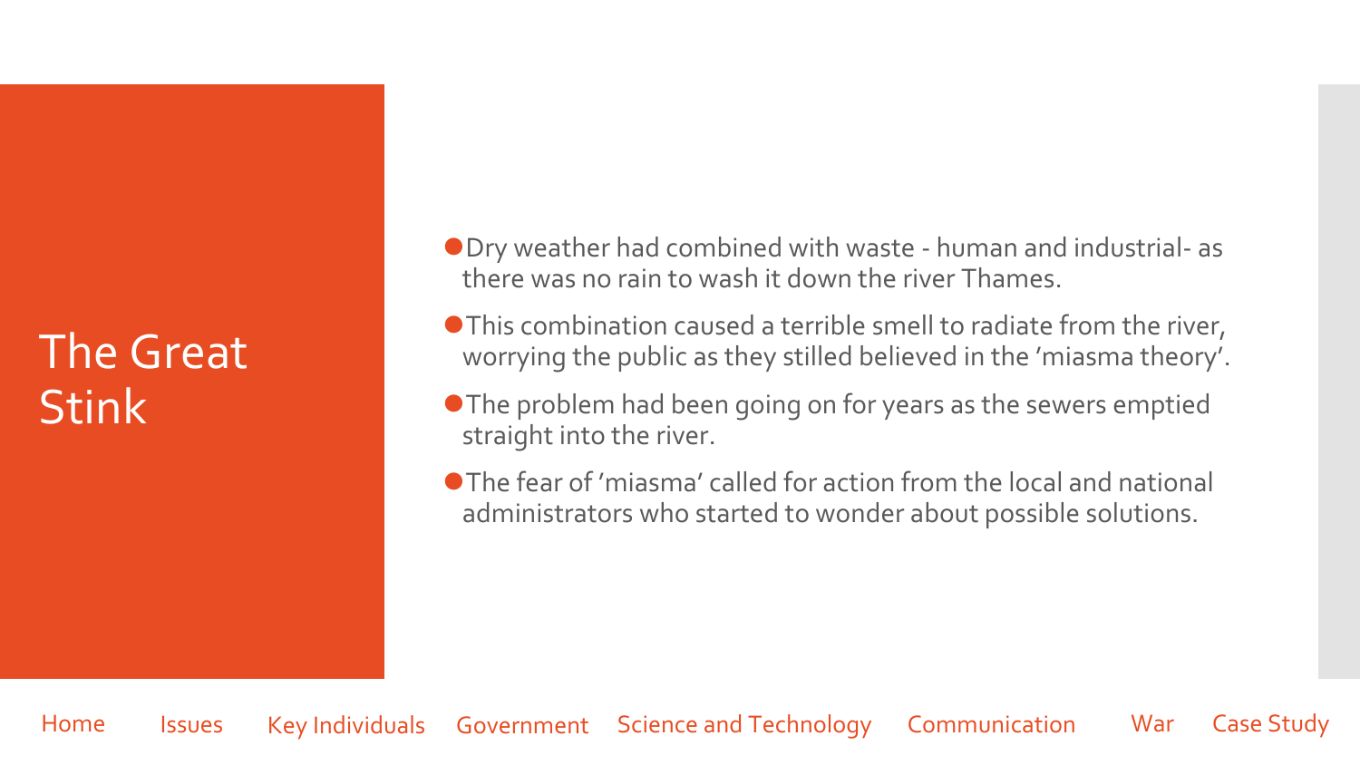# The Great Stink

- Dry weather had combined with waste - human and industrial- as there was no rain to wash it down the river Thames.
- This combination caused a terrible smell to radiate from the river, worrying the public as they stilled believed in the 'miasma theory'.
- The problem had been going on for years as the sewers emptied straight into the river.
- The fear of 'miasma' called for action from the local and national administrators who started to wonder about possible solutions.

Home Issues Key Individuals Government Science and Technology Communication War Case Study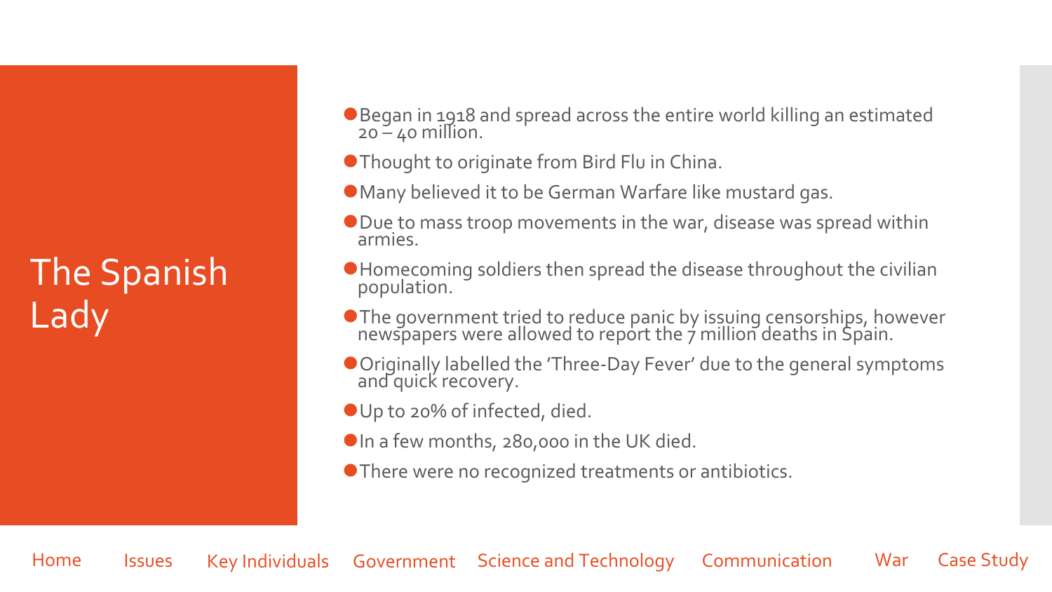# The Spanish Lady

- Began in 1918 and spread across the entire world killing an estimated 20 – 40 million.
- Thought to originate from Bird Flu in China.
- Many believed it to be German Warfare like mustard gas.
- Due to mass troop movements in the war, disease was spread within armies.
- Homecoming soldiers then spread the disease throughout the civilian population.
- The government tried to reduce panic by issuing censorships, however newspapers were allowed to report the 7 million deaths in Spain.
- Originally labelled the 'Three-Day Fever' due to the general symptoms and quick recovery.
- Up to 20% of infected, died.
- In a few months, 280,000 in the UK died.
- There were no recognized treatments or antibiotics.

Home Issues Key Individuals Government Science and Technology Communication War Case Study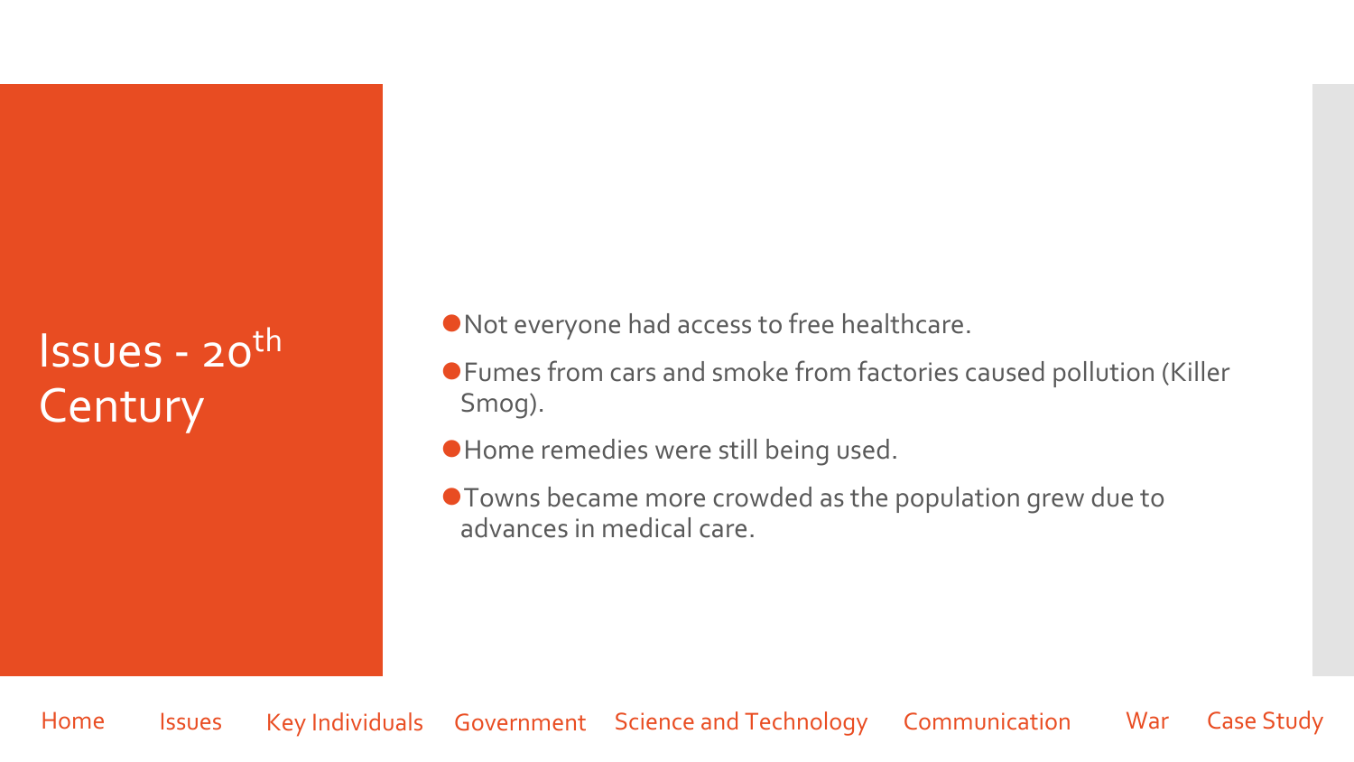# Issues - 20th Century

- Not everyone had access to free healthcare.
- Fumes from cars and smoke from factories caused pollution (Killer Smog).
- Home remedies were still being used.
- Towns became more crowded as the population grew due to advances in medical care.

Home Issues Key Individuals Government Science and Technology Communication War Case Study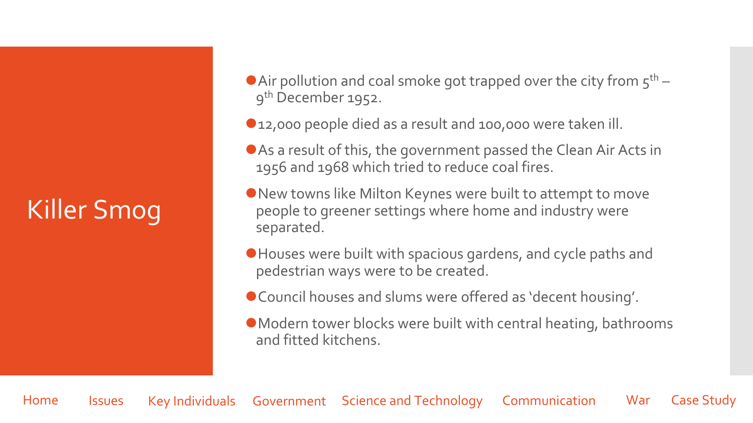# Killer Smog

- Air pollution and coal smoke got trapped over the city from 5th – 9th December 1952.
- 12,000 people died as a result and 100,000 were taken ill.
- As a result of this, the government passed the Clean Air Acts in 1956 and 1968 which tried to reduce coal fires.
- New towns like Milton Keynes were built to attempt to move people to greener settings where home and industry were separated.
- Houses were built with spacious gardens, and cycle paths and pedestrian ways were to be created.
- Council houses and slums were offered as 'decent housing'.
- Modern tower blocks were built with central heating, bathrooms and fitted kitchens.

Home | Issues | Key Individuals | Government | Science and Technology | Communication | War | Case Study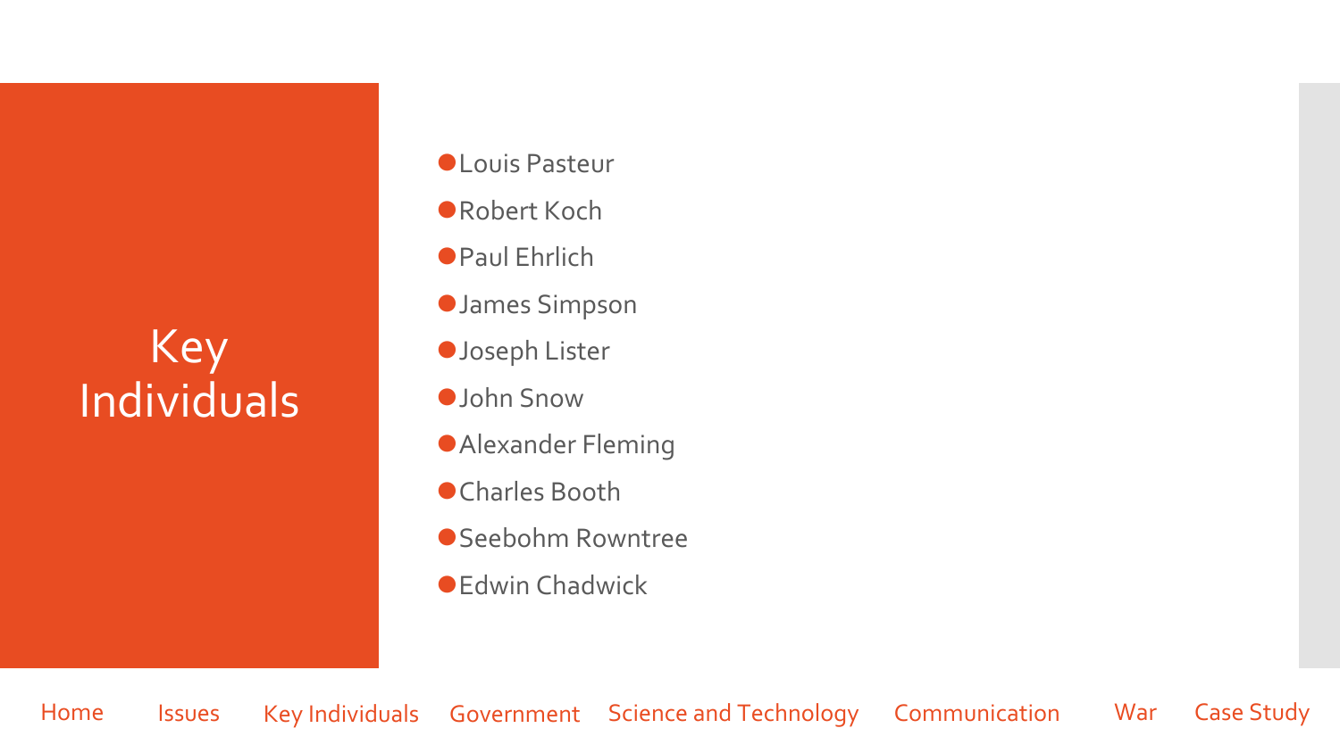# Key Individuals

- Louis Pasteur
- Robert Koch
- Paul Ehrlich
- James Simpson
- Joseph Lister
- John Snow
- Alexander Fleming
- Charles Booth
- Seebohm Rowntree
- Edwin Chadwick

Home | Issues | Key Individuals | Government | Science and Technology | Communication | War | Case Study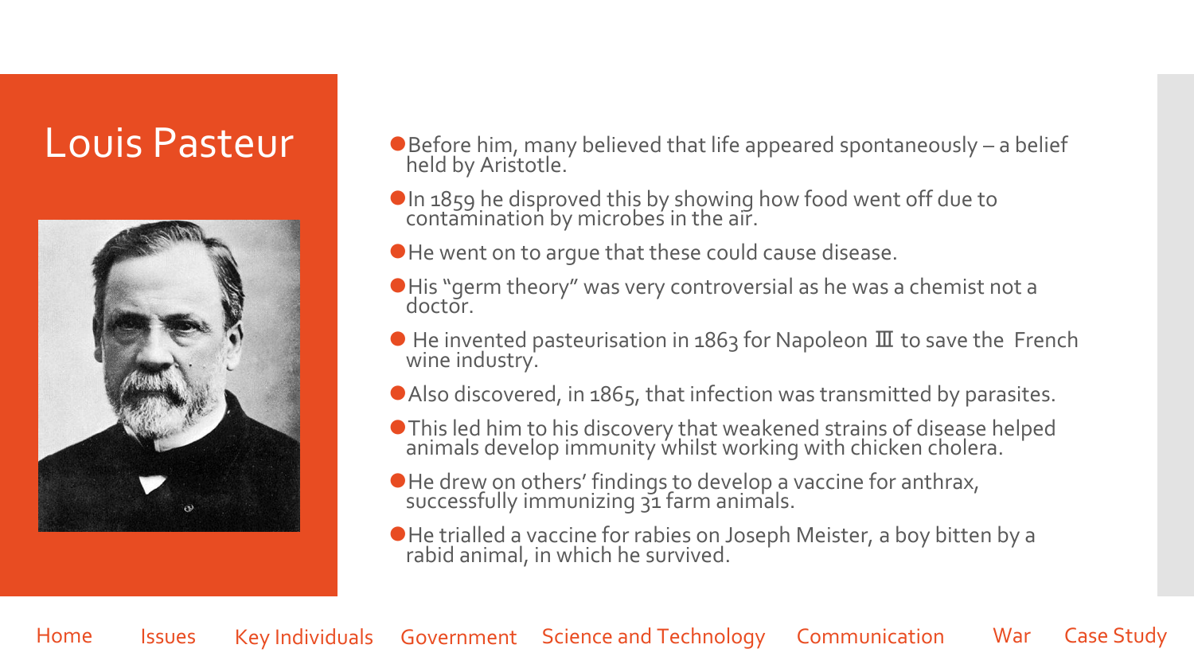# Louis Pasteur

- Before him, many believed that life appeared spontaneously – a belief held by Aristotle.
- In 1859 he disproved this by showing how food went off due to contamination by microbes in the air.
- He went on to argue that these could cause disease.
- His "germ theory" was very controversial as he was a chemist not a doctor.
- He invented pasteurisation in 1863 for Napoleon Ⅲ to save the French wine industry.
- Also discovered, in 1865, that infection was transmitted by parasites.
- This led him to his discovery that weakened strains of disease helped animals develop immunity whilst working with chicken cholera.
- He drew on others' findings to develop a vaccine for anthrax, successfully immunizing 31 farm animals.
- He trialled a vaccine for rabies on Joseph Meister, a boy bitten by a rabid animal, in which he survived.

Home | Issues | Key Individuals | Government | Science and Technology | Communication | War | Case Study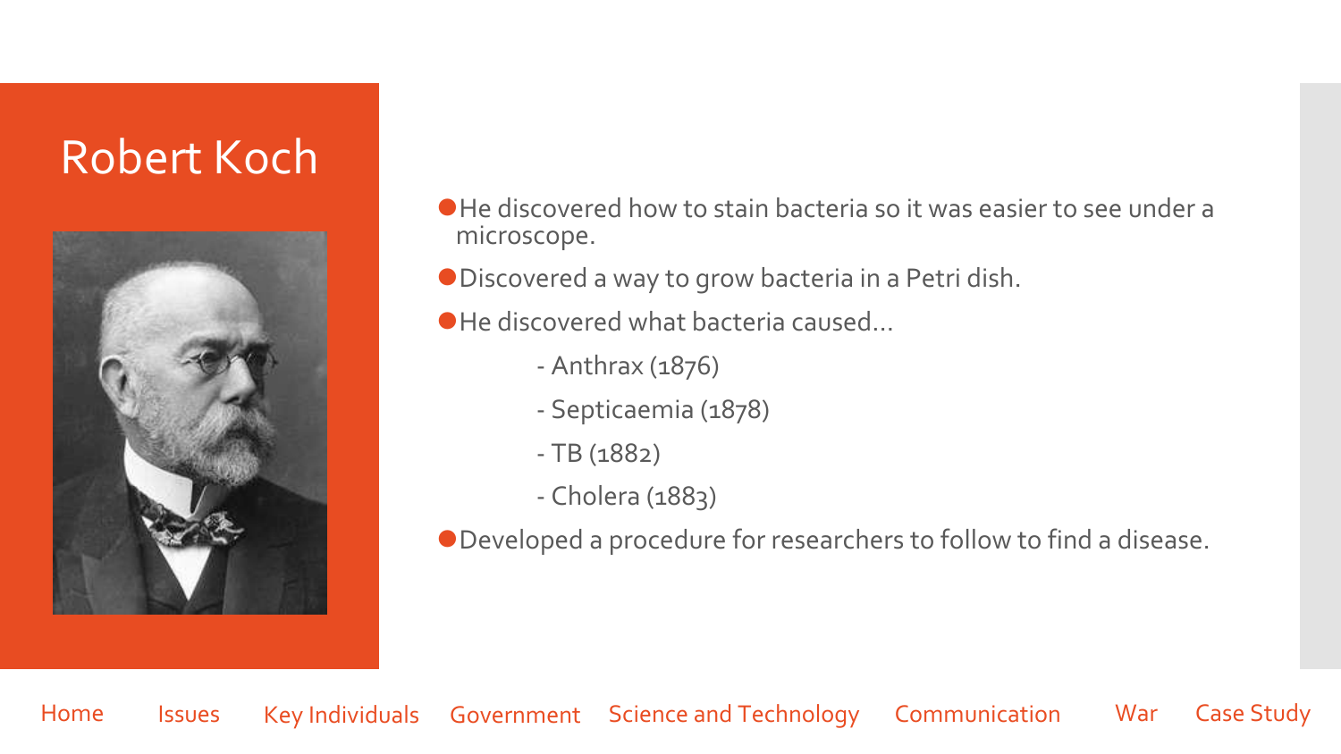# Robert Koch

- He discovered how to stain bacteria so it was easier to see under a microscope.
- Discovered a way to grow bacteria in a Petri dish.
- He discovered what bacteria caused…
  - Anthrax (1876)
  - Septicaemia (1878)
  - TB (1882)
  - Cholera (1883)
- Developed a procedure for researchers to follow to find a disease.

Home Issues Key Individuals Government Science and Technology Communication War Case Study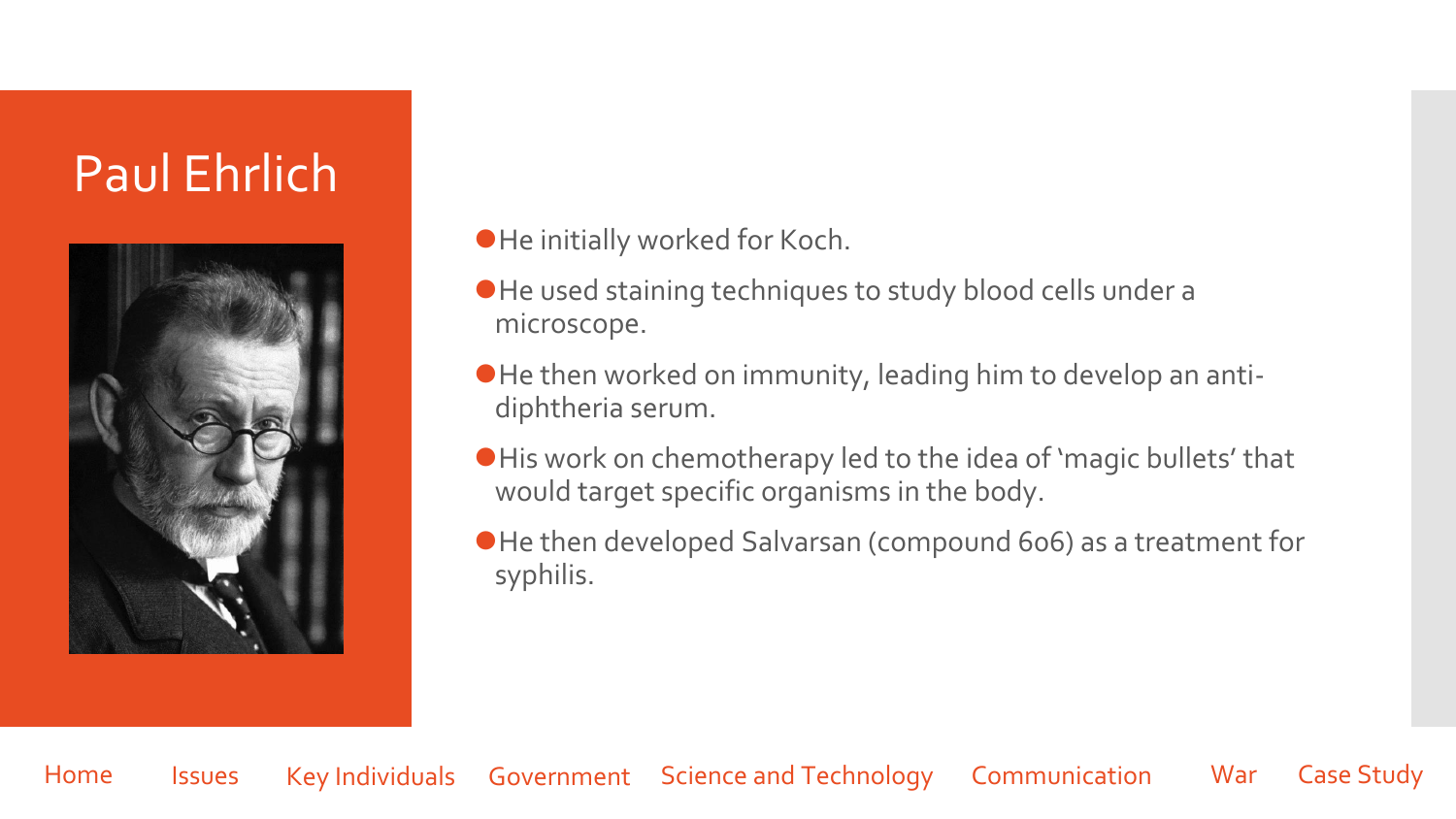# Paul Ehrlich

- He initially worked for Koch.
- He used staining techniques to study blood cells under a microscope.
- He then worked on immunity, leading him to develop an anti-diphtheria serum.
- His work on chemotherapy led to the idea of 'magic bullets' that would target specific organisms in the body.
- He then developed Salvarsan (compound 606) as a treatment for syphilis.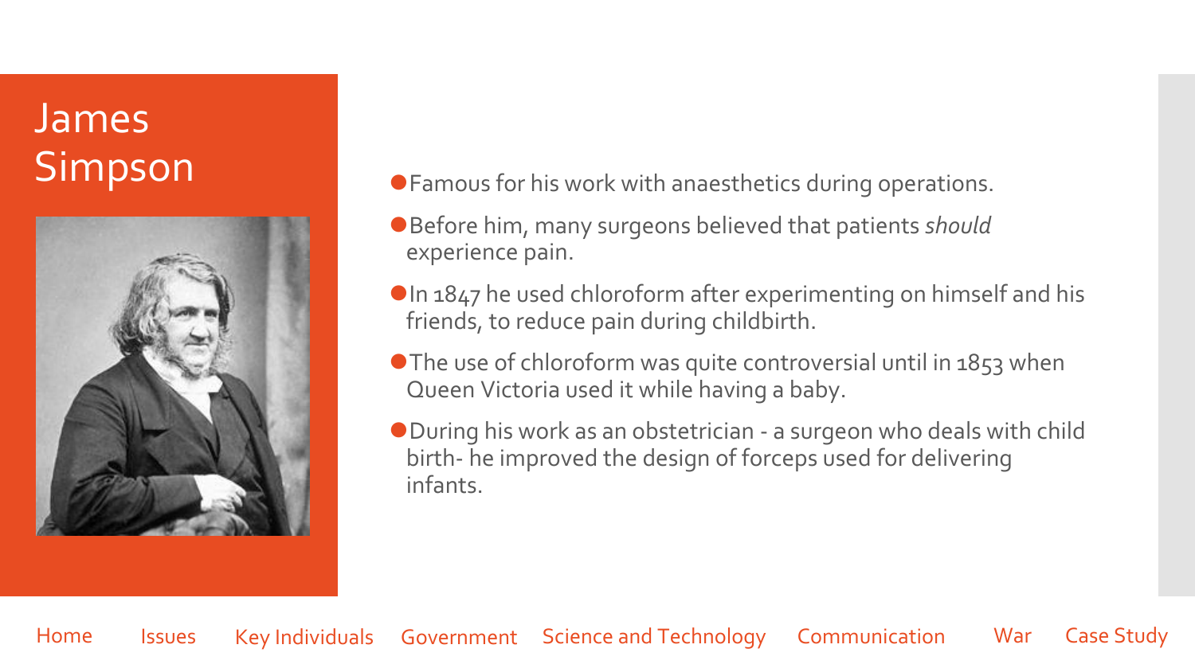# James Simpson

- Famous for his work with anaesthetics during operations.
- Before him, many surgeons believed that patients *should* experience pain.
- In 1847 he used chloroform after experimenting on himself and his friends, to reduce pain during childbirth.
- The use of chloroform was quite controversial until in 1853 when Queen Victoria used it while having a baby.
- During his work as an obstetrician - a surgeon who deals with child birth- he improved the design of forceps used for delivering infants.

Home Issues Key Individuals Government Science and Technology Communication War Case Study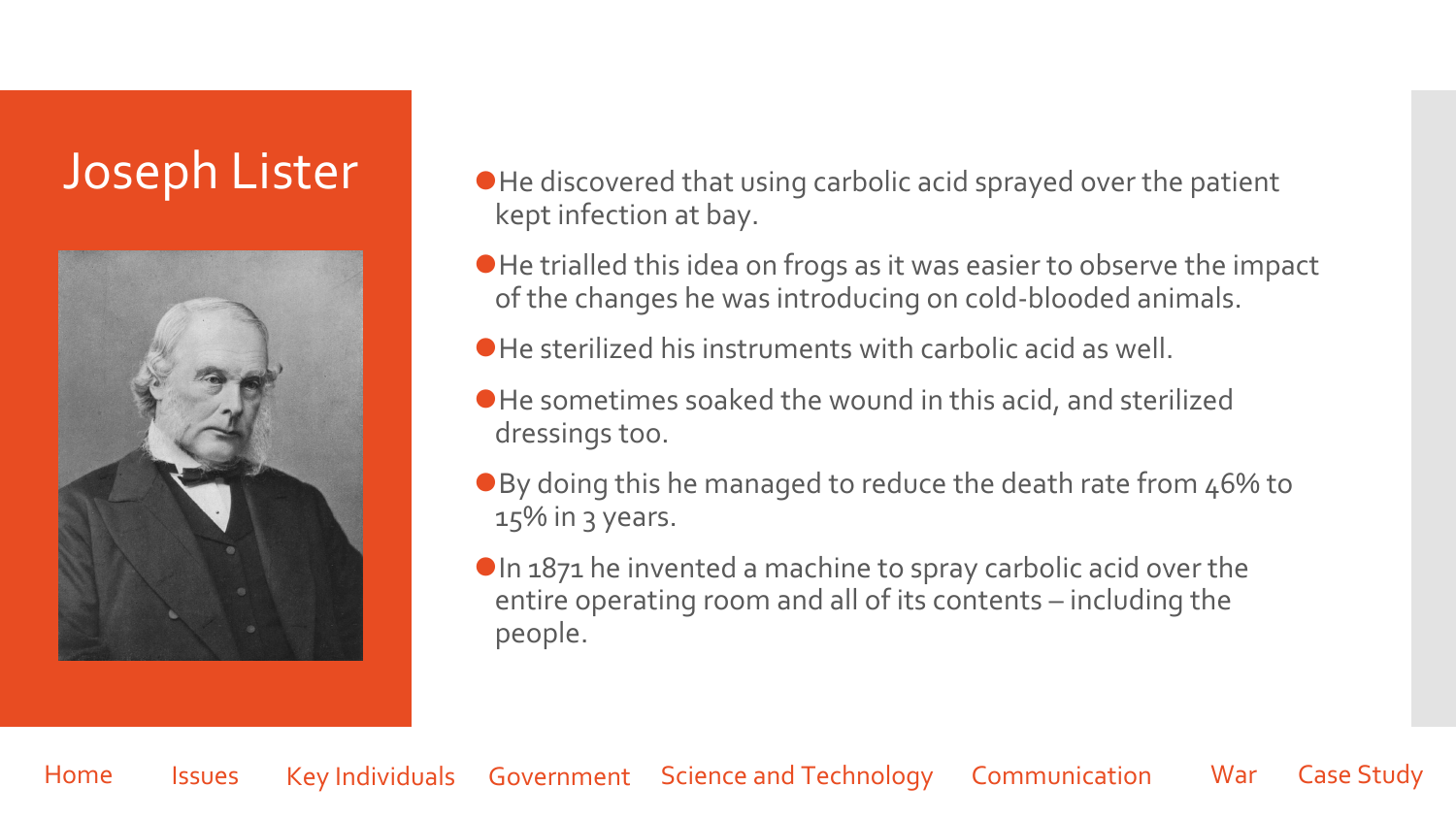# Joseph Lister

- He discovered that using carbolic acid sprayed over the patient kept infection at bay.
- He trialled this idea on frogs as it was easier to observe the impact of the changes he was introducing on cold-blooded animals.
- He sterilized his instruments with carbolic acid as well.
- He sometimes soaked the wound in this acid, and sterilized dressings too.
- By doing this he managed to reduce the death rate from 46% to 15% in 3 years.
- In 1871 he invented a machine to spray carbolic acid over the entire operating room and all of its contents – including the people.

Home | Issues | Key Individuals | Government | Science and Technology | Communication | War | Case Study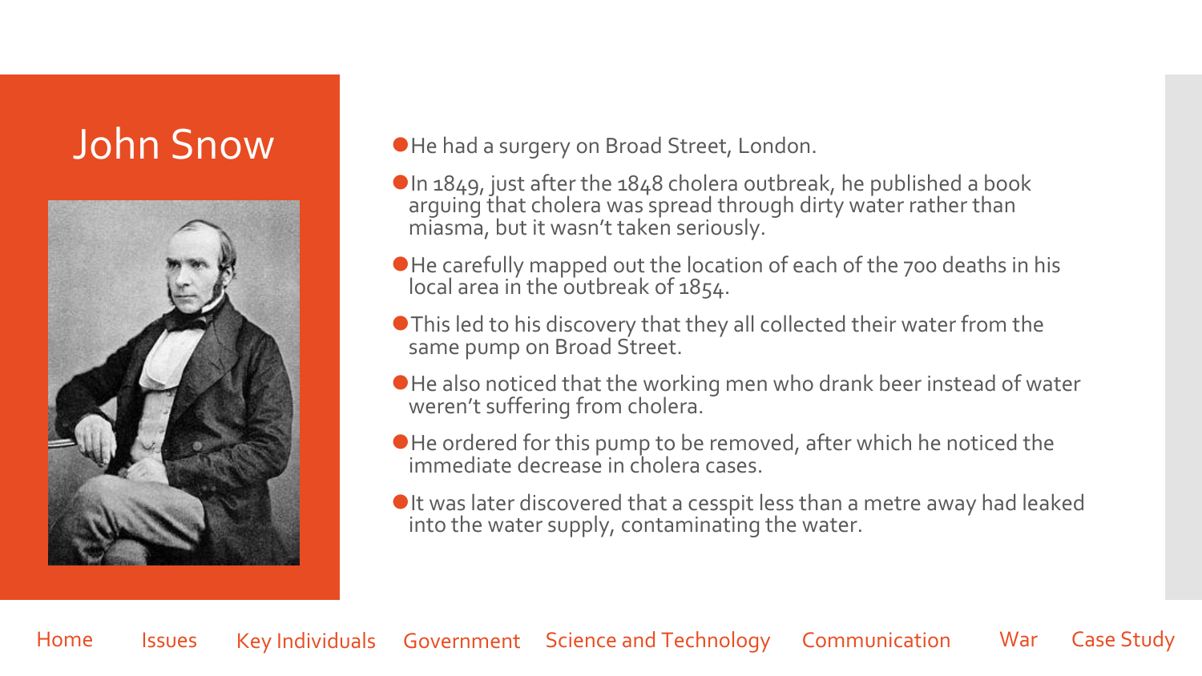# John Snow

- He had a surgery on Broad Street, London.
- In 1849, just after the 1848 cholera outbreak, he published a book arguing that cholera was spread through dirty water rather than miasma, but it wasn't taken seriously.
- He carefully mapped out the location of each of the 700 deaths in his local area in the outbreak of 1854.
- This led to his discovery that they all collected their water from the same pump on Broad Street.
- He also noticed that the working men who drank beer instead of water weren't suffering from cholera.
- He ordered for this pump to be removed, after which he noticed the immediate decrease in cholera cases.
- It was later discovered that a cesspit less than a metre away had leaked into the water supply, contaminating the water.

Home Issues Key Individuals Government Science and Technology Communication War Case Study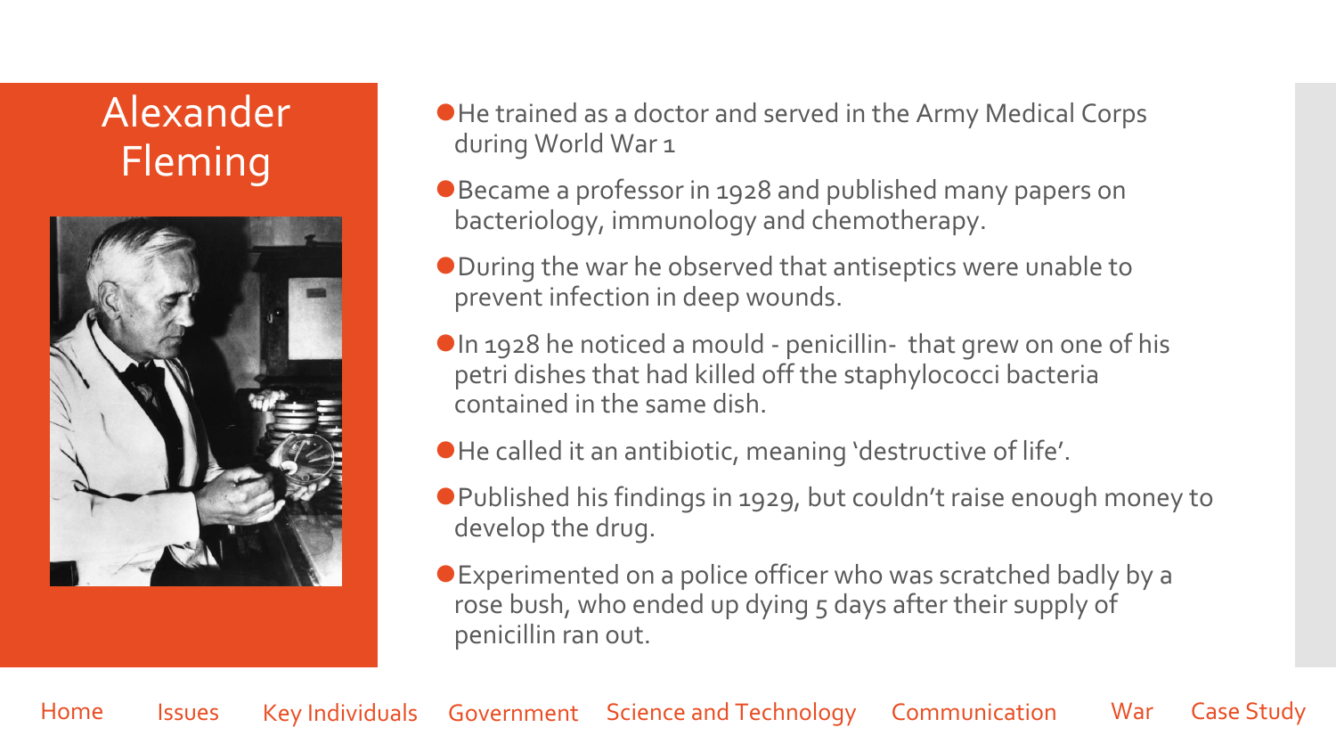# Alexander Fleming

- He trained as a doctor and served in the Army Medical Corps during World War 1
- Became a professor in 1928 and published many papers on bacteriology, immunology and chemotherapy.
- During the war he observed that antiseptics were unable to prevent infection in deep wounds.
- In 1928 he noticed a mould - penicillin- that grew on one of his petri dishes that had killed off the staphylococci bacteria contained in the same dish.
- He called it an antibiotic, meaning 'destructive of life'.
- Published his findings in 1929, but couldn't raise enough money to develop the drug.
- Experimented on a police officer who was scratched badly by a rose bush, who ended up dying 5 days after their supply of penicillin ran out.

Home Issues Key Individuals Government Science and Technology Communication War Case Study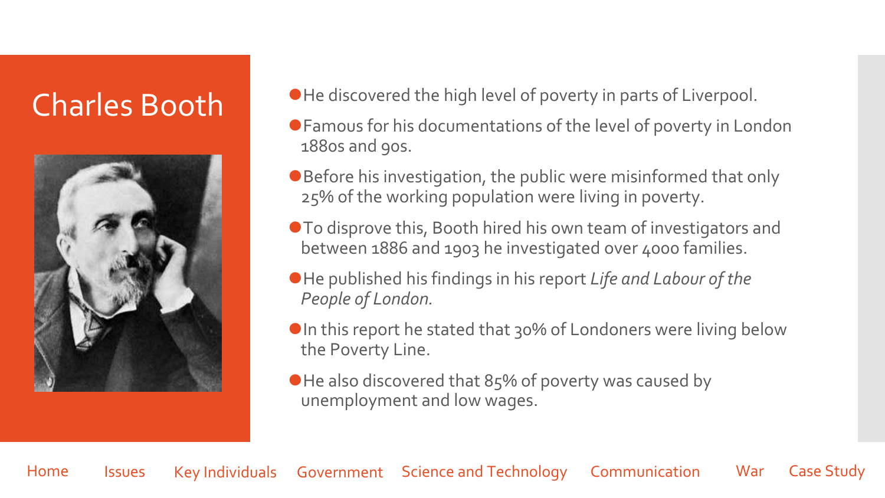# Charles Booth

- He discovered the high level of poverty in parts of Liverpool.
- Famous for his documentations of the level of poverty in London 1880s and 90s.
- Before his investigation, the public were misinformed that only 25% of the working population were living in poverty.
- To disprove this, Booth hired his own team of investigators and between 1886 and 1903 he investigated over 4000 families.
- He published his findings in his report *Life and Labour of the People of London.*
- In this report he stated that 30% of Londoners were living below the Poverty Line.
- He also discovered that 85% of poverty was caused by unemployment and low wages.

Home Issues Key Individuals Government Science and Technology Communication War Case Study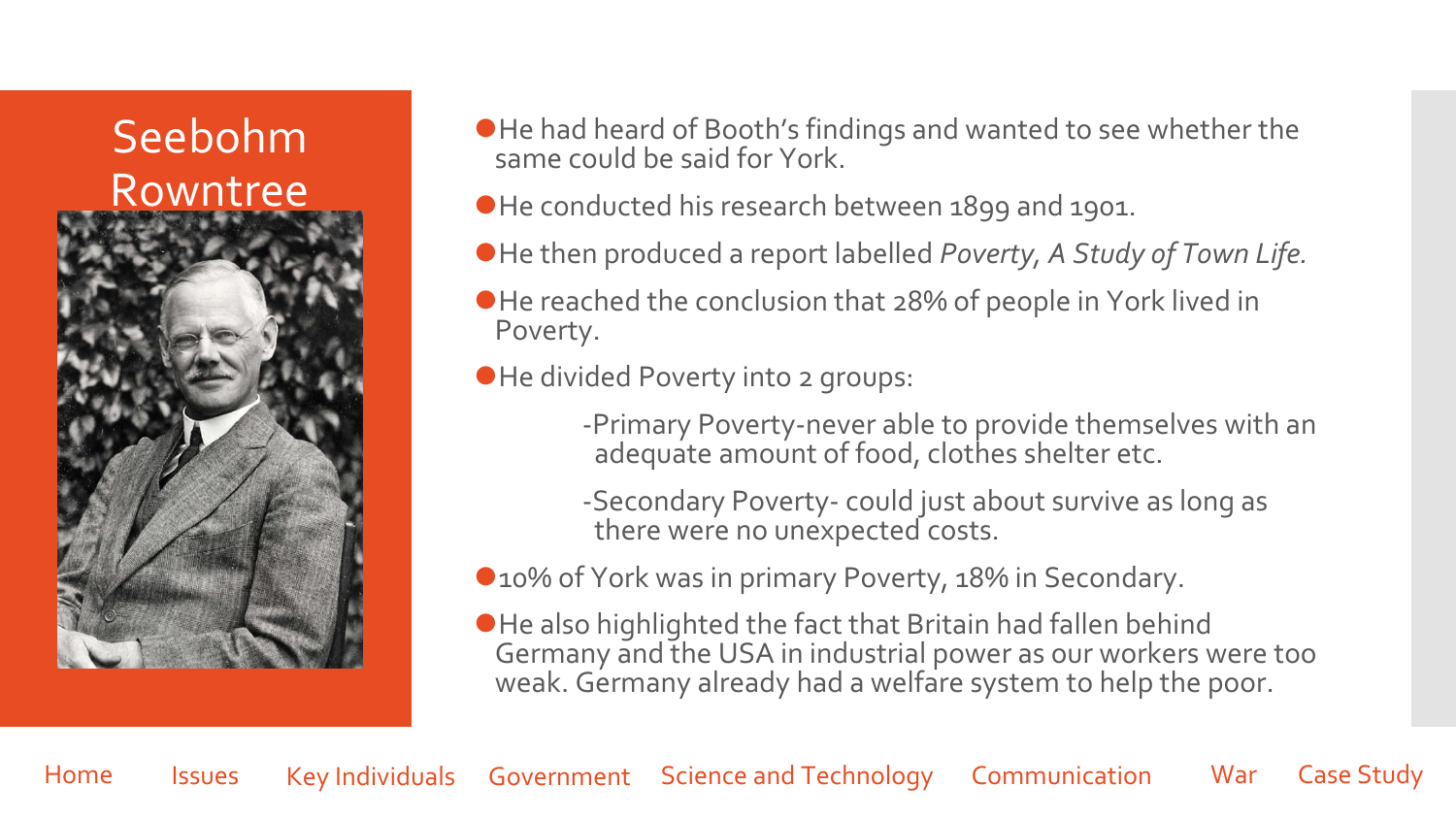# Seebohm Rowntree

- He had heard of Booth's findings and wanted to see whether the same could be said for York.
- He conducted his research between 1899 and 1901.
- He then produced a report labelled *Poverty, A Study of Town Life.*
- He reached the conclusion that 28% of people in York lived in Poverty.
- He divided Poverty into 2 groups:
  - -Primary Poverty-never able to provide themselves with an adequate amount of food, clothes shelter etc.
  - -Secondary Poverty- could just about survive as long as there were no unexpected costs.
- 10% of York was in primary Poverty, 18% in Secondary.
- He also highlighted the fact that Britain had fallen behind Germany and the USA in industrial power as our workers were too weak. Germany already had a welfare system to help the poor.

Home | Issues | Key Individuals | Government | Science and Technology | Communication | War | Case Study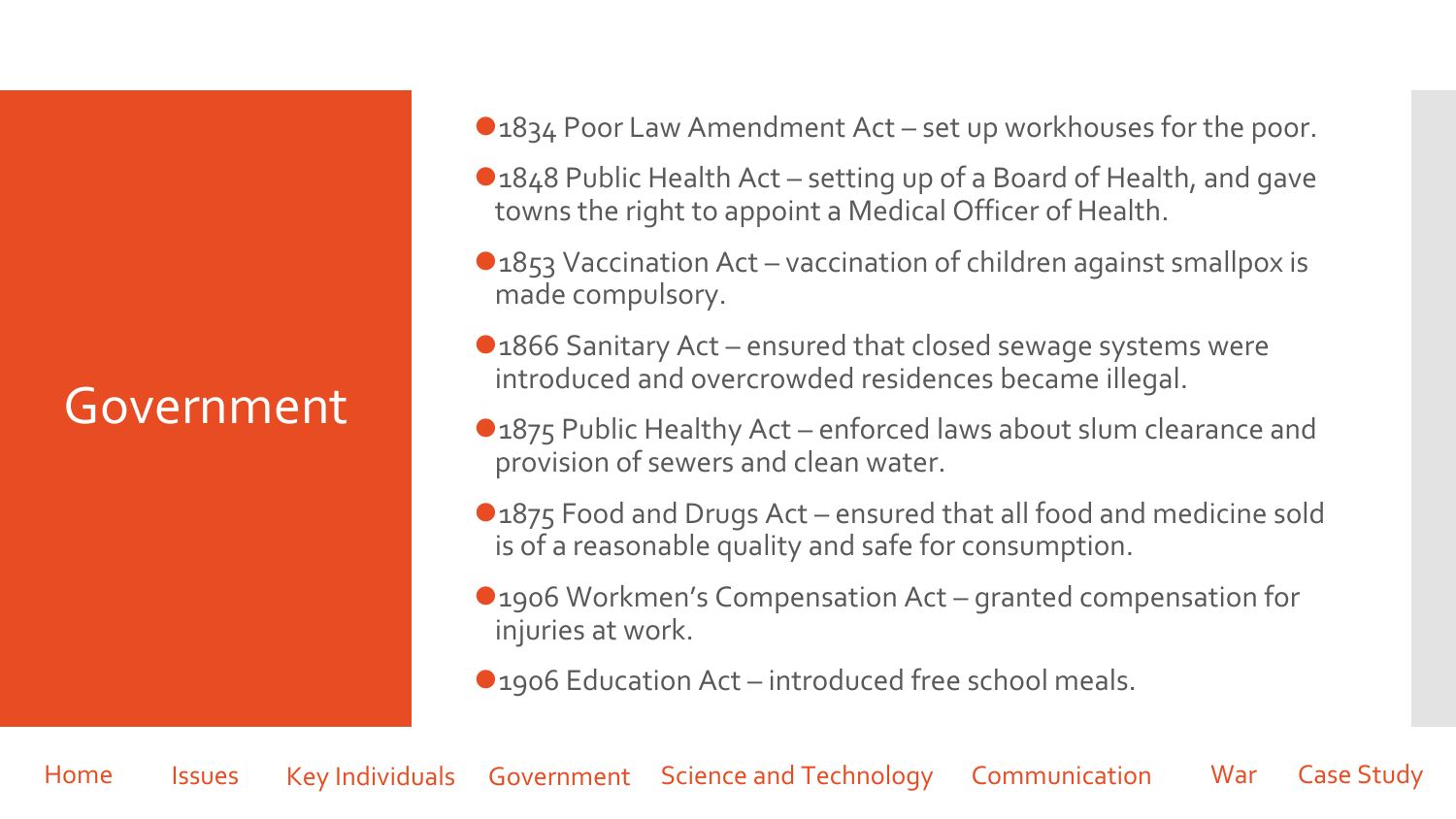# Government

- 1834 Poor Law Amendment Act – set up workhouses for the poor.
- 1848 Public Health Act – setting up of a Board of Health, and gave towns the right to appoint a Medical Officer of Health.
- 1853 Vaccination Act – vaccination of children against smallpox is made compulsory.
- 1866 Sanitary Act – ensured that closed sewage systems were introduced and overcrowded residences became illegal.
- 1875 Public Healthy Act – enforced laws about slum clearance and provision of sewers and clean water.
- 1875 Food and Drugs Act – ensured that all food and medicine sold is of a reasonable quality and safe for consumption.
- 1906 Workmen's Compensation Act – granted compensation for injuries at work.
- 1906 Education Act – introduced free school meals.

Home Issues Key Individuals Government Science and Technology Communication War Case Study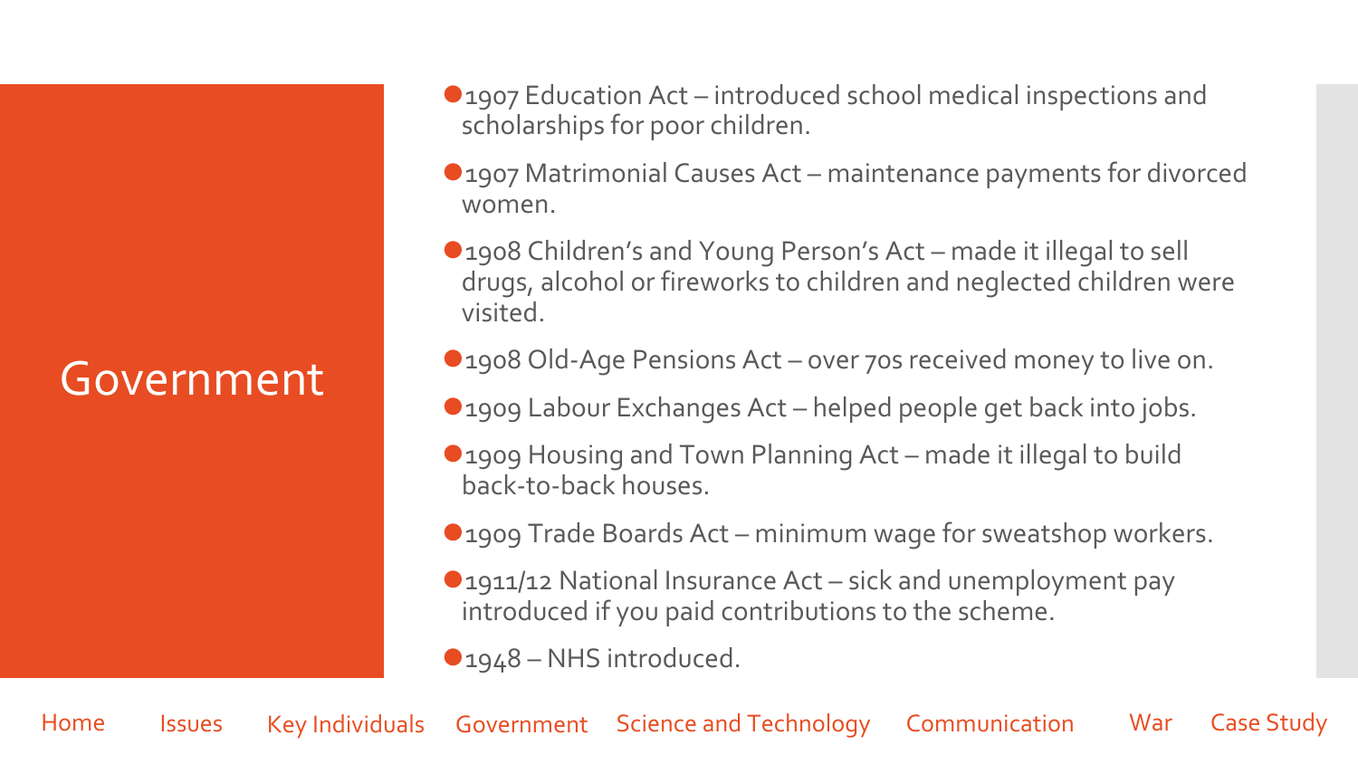# Government

- 1907 Education Act – introduced school medical inspections and scholarships for poor children.
- 1907 Matrimonial Causes Act – maintenance payments for divorced women.
- 1908 Children's and Young Person's Act – made it illegal to sell drugs, alcohol or fireworks to children and neglected children were visited.
- 1908 Old-Age Pensions Act – over 70s received money to live on.
- 1909 Labour Exchanges Act – helped people get back into jobs.
- 1909 Housing and Town Planning Act – made it illegal to build back-to-back houses.
- 1909 Trade Boards Act – minimum wage for sweatshop workers.
- 1911/12 National Insurance Act – sick and unemployment pay introduced if you paid contributions to the scheme.
- 1948 – NHS introduced.

Home | Issues | Key Individuals | Government | Science and Technology | Communication | War | Case Study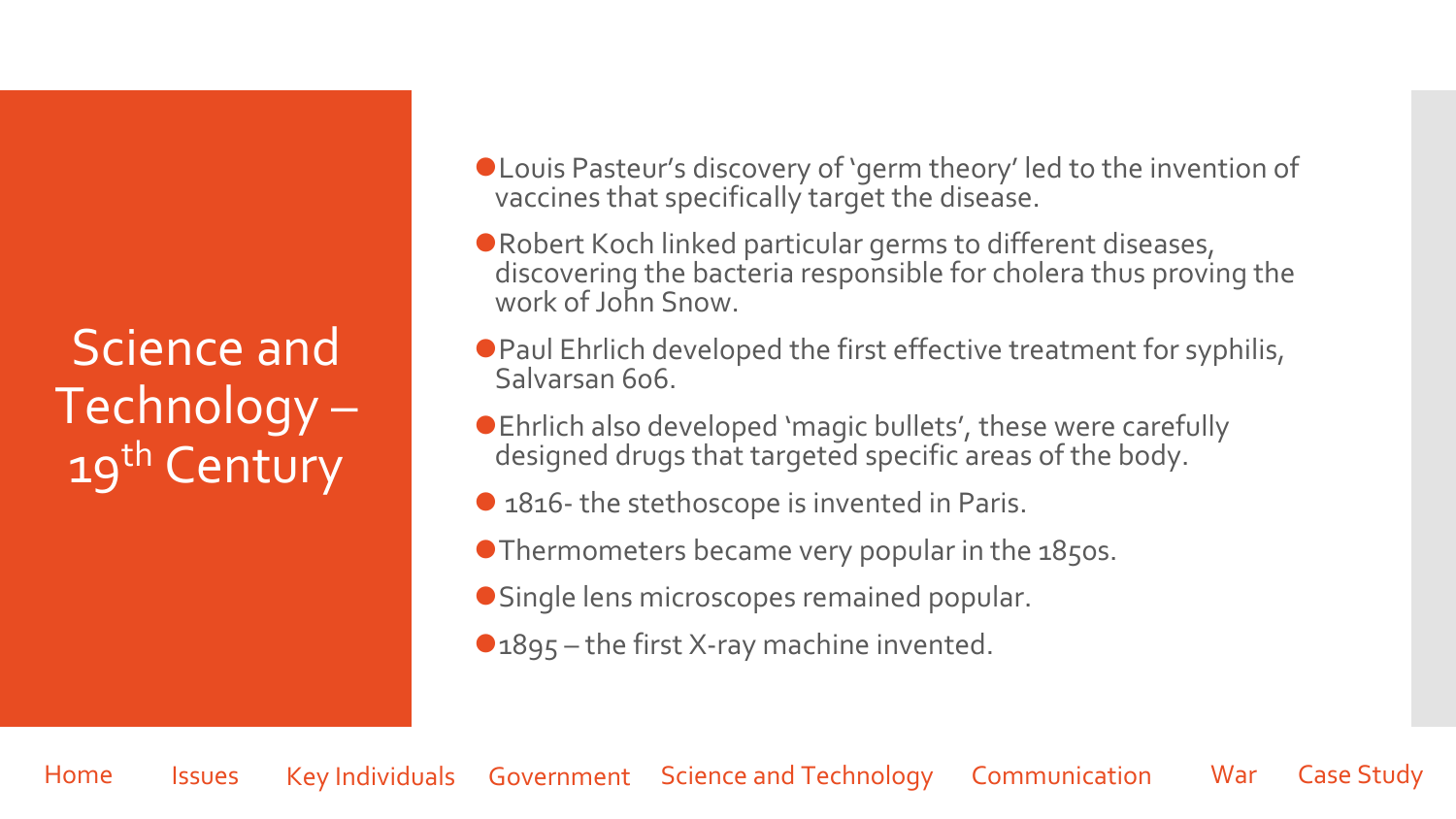# Science and Technology – 19th Century

- Louis Pasteur's discovery of 'germ theory' led to the invention of vaccines that specifically target the disease.
- Robert Koch linked particular germs to different diseases, discovering the bacteria responsible for cholera thus proving the work of John Snow.
- Paul Ehrlich developed the first effective treatment for syphilis, Salvarsan 606.
- Ehrlich also developed 'magic bullets', these were carefully designed drugs that targeted specific areas of the body.
- 1816- the stethoscope is invented in Paris.
- Thermometers became very popular in the 1850s.
- Single lens microscopes remained popular.
- 1895 – the first X-ray machine invented.

Home Issues Key Individuals Government Science and Technology Communication War Case Study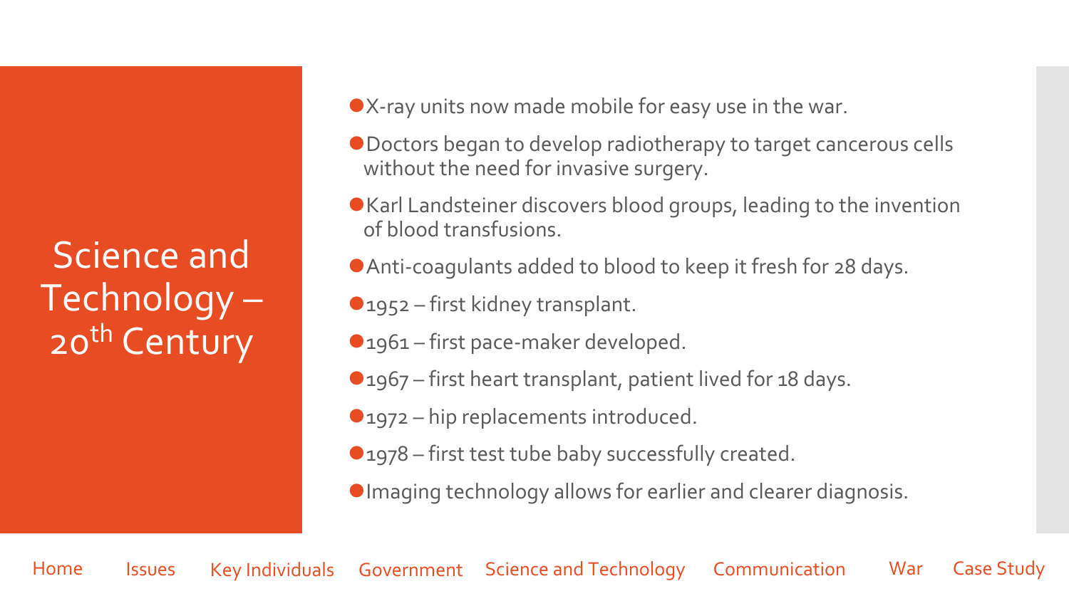# Science and Technology – 20th Century

- X-ray units now made mobile for easy use in the war.
- Doctors began to develop radiotherapy to target cancerous cells without the need for invasive surgery.
- Karl Landsteiner discovers blood groups, leading to the invention of blood transfusions.
- Anti-coagulants added to blood to keep it fresh for 28 days.
- 1952 – first kidney transplant.
- 1961 – first pace-maker developed.
- 1967 – first heart transplant, patient lived for 18 days.
- 1972 – hip replacements introduced.
- 1978 – first test tube baby successfully created.
- Imaging technology allows for earlier and clearer diagnosis.

Home | Issues | Key Individuals | Government | Science and Technology | Communication | War | Case Study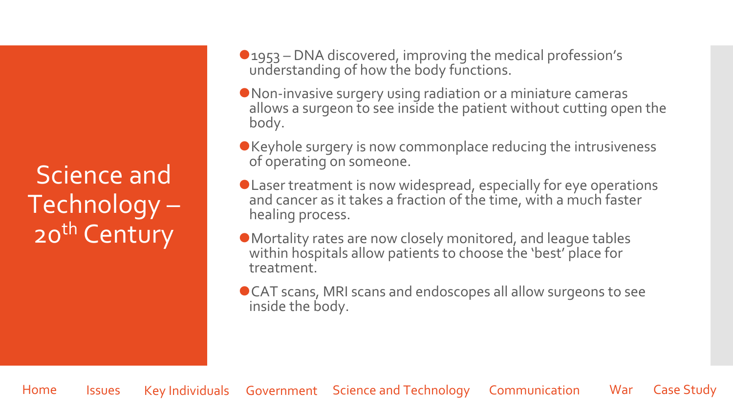# Science and Technology – $20^{th}$ Century

- 1953 – DNA discovered, improving the medical profession's understanding of how the body functions.
- Non-invasive surgery using radiation or a miniature cameras allows a surgeon to see inside the patient without cutting open the body.
- Keyhole surgery is now commonplace reducing the intrusiveness of operating on someone.
- Laser treatment is now widespread, especially for eye operations and cancer as it takes a fraction of the time, with a much faster healing process.
- Mortality rates are now closely monitored, and league tables within hospitals allow patients to choose the 'best' place for treatment.
- CAT scans, MRI scans and endoscopes all allow surgeons to see inside the body.

Home Issues Key Individuals Government Science and Technology Communication War Case Study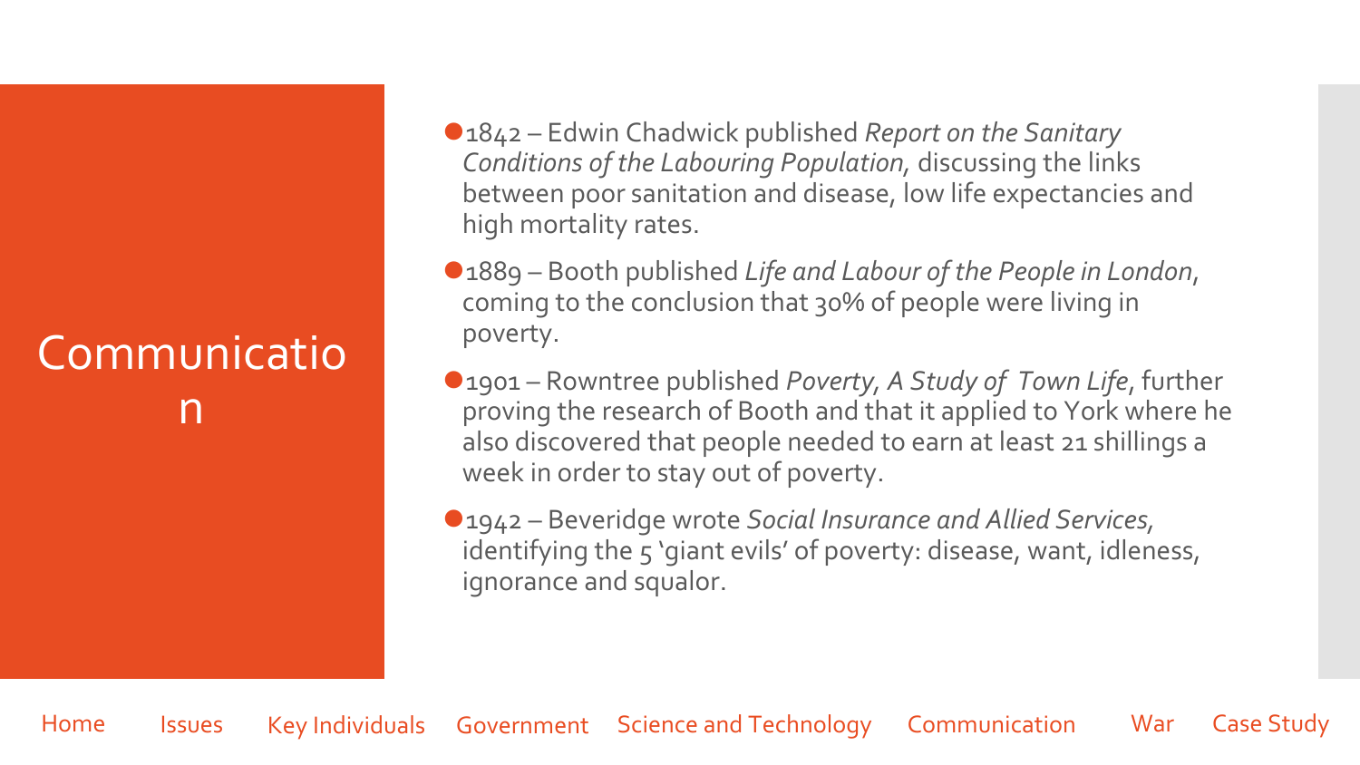# Communication

- 1842 – Edwin Chadwick published *Report on the Sanitary Conditions of the Labouring Population,* discussing the links between poor sanitation and disease, low life expectancies and high mortality rates.
- 1889 – Booth published *Life and Labour of the People in London*, coming to the conclusion that 30% of people were living in poverty.
- 1901 – Rowntree published *Poverty, A Study of Town Life*, further proving the research of Booth and that it applied to York where he also discovered that people needed to earn at least 21 shillings a week in order to stay out of poverty.
- 1942 – Beveridge wrote *Social Insurance and Allied Services,* identifying the 5 'giant evils' of poverty: disease, want, idleness, ignorance and squalor.

Home Issues Key Individuals Government Science and Technology Communication War Case Study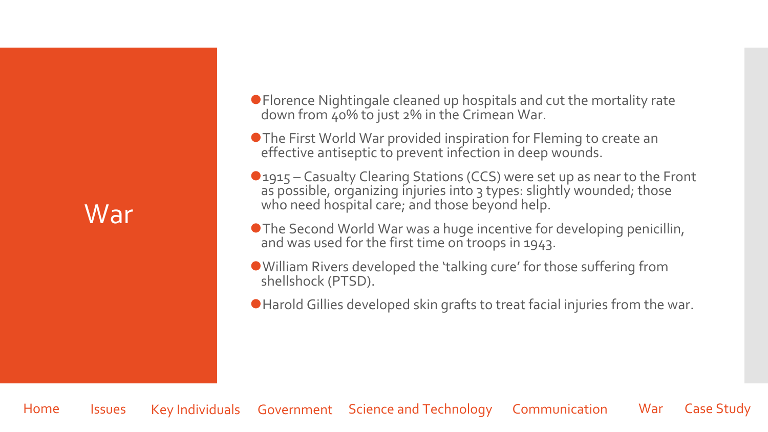# War

- Florence Nightingale cleaned up hospitals and cut the mortality rate down from 40% to just 2% in the Crimean War.
- The First World War provided inspiration for Fleming to create an effective antiseptic to prevent infection in deep wounds.
- 1915 – Casualty Clearing Stations (CCS) were set up as near to the Front as possible, organizing injuries into 3 types: slightly wounded; those who need hospital care; and those beyond help.
- The Second World War was a huge incentive for developing penicillin, and was used for the first time on troops in 1943.
- William Rivers developed the 'talking cure' for those suffering from shellshock (PTSD).
- Harold Gillies developed skin grafts to treat facial injuries from the war.

Home Issues Key Individuals Government Science and Technology Communication War Case Study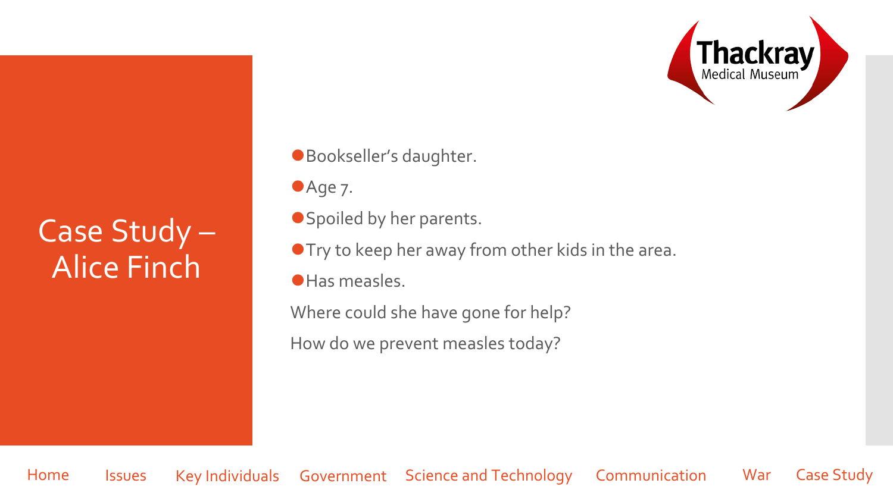# Case Study – Alice Finch

- Bookseller's daughter.
- Age 7.
- Spoiled by her parents.
- Try to keep her away from other kids in the area.
- Has measles.

Where could she have gone for help?

How do we prevent measles today?

Home | Issues | Key Individuals | Government | Science and Technology | Communication | War | Case Study